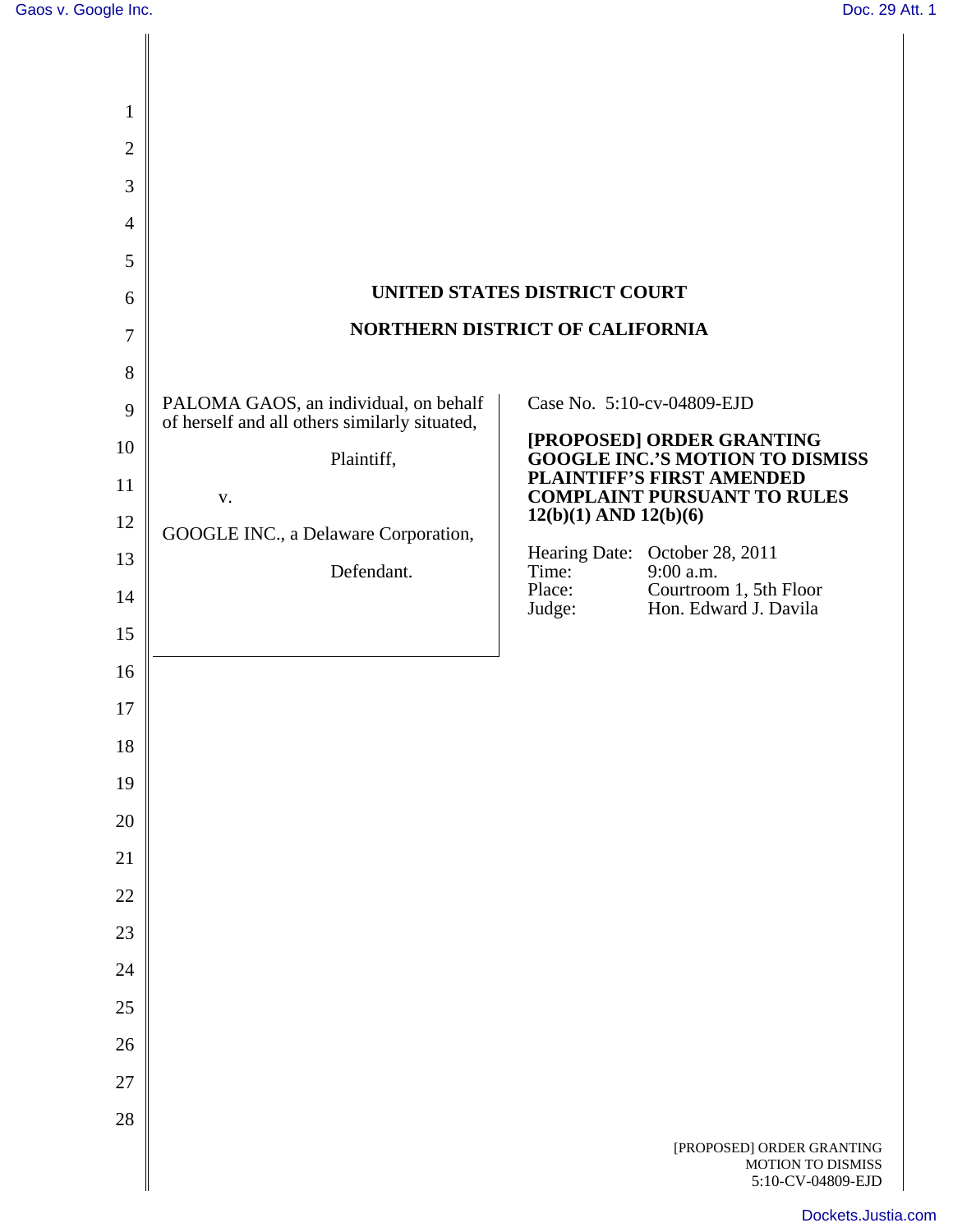# UNITED STATES DISTRICT COURT

# NORTHERN DISTRICT OF CALIFORNIA

PALOMA GAOS, an individual, on behalf of herself and all others similarly situated,

Plaintiff,

v.

GOOGLE INC., a Delaware Corporation,

Defendant.

Case No. 5:10-cv-04809-EJD

**[PROPOSED] ORDER GRANTING GOOGLE INC.'S MOTION TO DISMISS PLAINTIFF'S FIRST AMENDED COMPLAINT PURSUANT TO RULES 12(b)(1) AND 12(b)(6)**

Hearing Date: October 28, 2011
Time: 9:00 a.m.
Place: Courtroom 1, 5th Floor
Judge: Hon. Edward J. Davila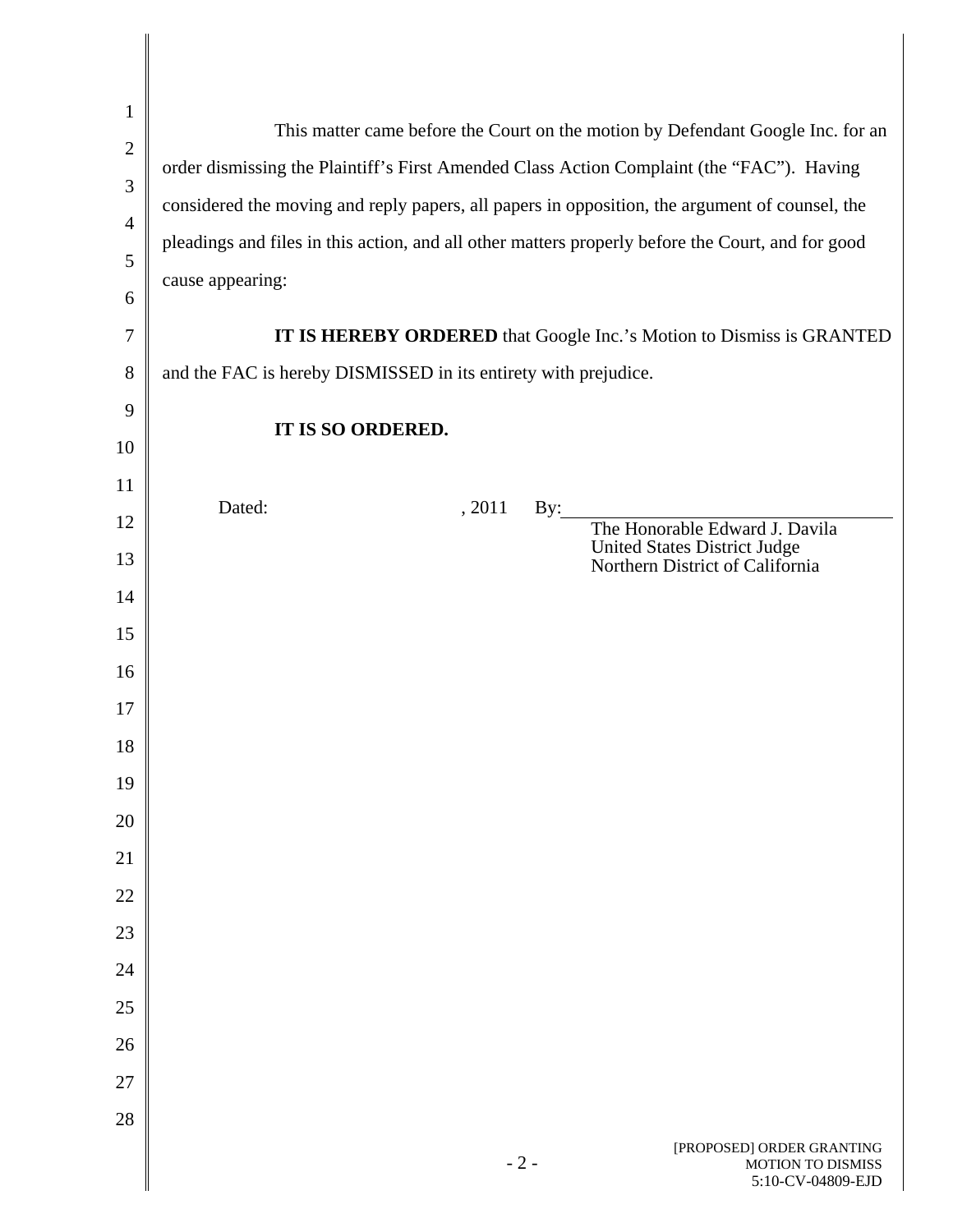This matter came before the Court on the motion by Defendant Google Inc. for an order dismissing the Plaintiff's First Amended Class Action Complaint (the "FAC"). Having considered the moving and reply papers, all papers in opposition, the argument of counsel, the pleadings and files in this action, and all other matters properly before the Court, and for good cause appearing:

**IT IS HEREBY ORDERED** that Google Inc.'s Motion to Dismiss is GRANTED and the FAC is hereby DISMISSED in its entirety with prejudice.

**IT IS SO ORDERED.**

Dated: \_\_\_\_\_\_\_\_\_\_\_\_\_\_\_\_\_, 2011 By: \_\_\_\_\_\_\_\_\_\_\_\_\_\_\_\_\_\_\_\_\_\_\_\_\_\_\_\_\_\_

The Honorable Edward J. Davila
United States District Judge
Northern District of California

[PROPOSED] ORDER GRANTING MOTION TO DISMISS
5:10-CV-04809-EJD